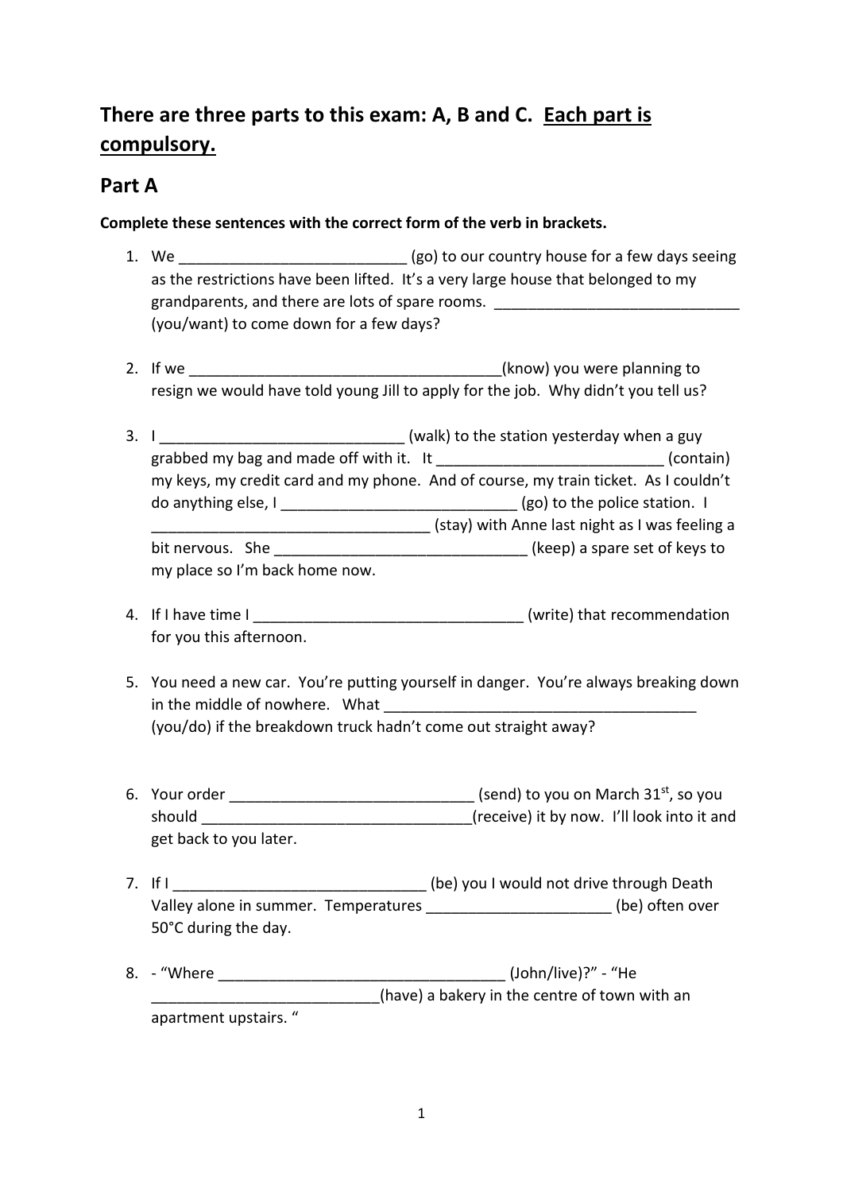## There are three parts to this exam: A, B and C. Each part is compulsory.

## Part A

**Complete these sentences with the correct form of the verb in brackets.**

1. We __________________________ (go) to our country house for a few days seeing as the restrictions have been lifted. It's a very large house that belonged to my grandparents, and there are lots of spare rooms. _____________________________ (you/want) to come down for a few days?

2. If we ____________________________________(know) you were planning to resign we would have told young Jill to apply for the job. Why didn't you tell us?

3. I ____________________________ (walk) to the station yesterday when a guy grabbed my bag and made off with it. It __________________________ (contain) my keys, my credit card and my phone. And of course, my train ticket. As I couldn't do anything else, I ___________________________ (go) to the police station. I _________________________________ (stay) with Anne last night as I was feeling a bit nervous. She ______________________________ (keep) a spare set of keys to my place so I'm back home now.

4. If I have time I _______________________________ (write) that recommendation for you this afternoon.

5. You need a new car. You're putting yourself in danger. You're always breaking down in the middle of nowhere. What _____________________________________ (you/do) if the breakdown truck hadn't come out straight away?

6. Your order _____________________________ (send) to you on March 31st, so you should ________________________________(receive) it by now. I'll look into it and get back to you later.

7. If I _____________________________ (be) you I would not drive through Death Valley alone in summer. Temperatures _____________________ (be) often over 50°C during the day.

8. - "Where __________________________________ (John/live)?" - "He ___________________________(have) a bakery in the centre of town with an apartment upstairs. "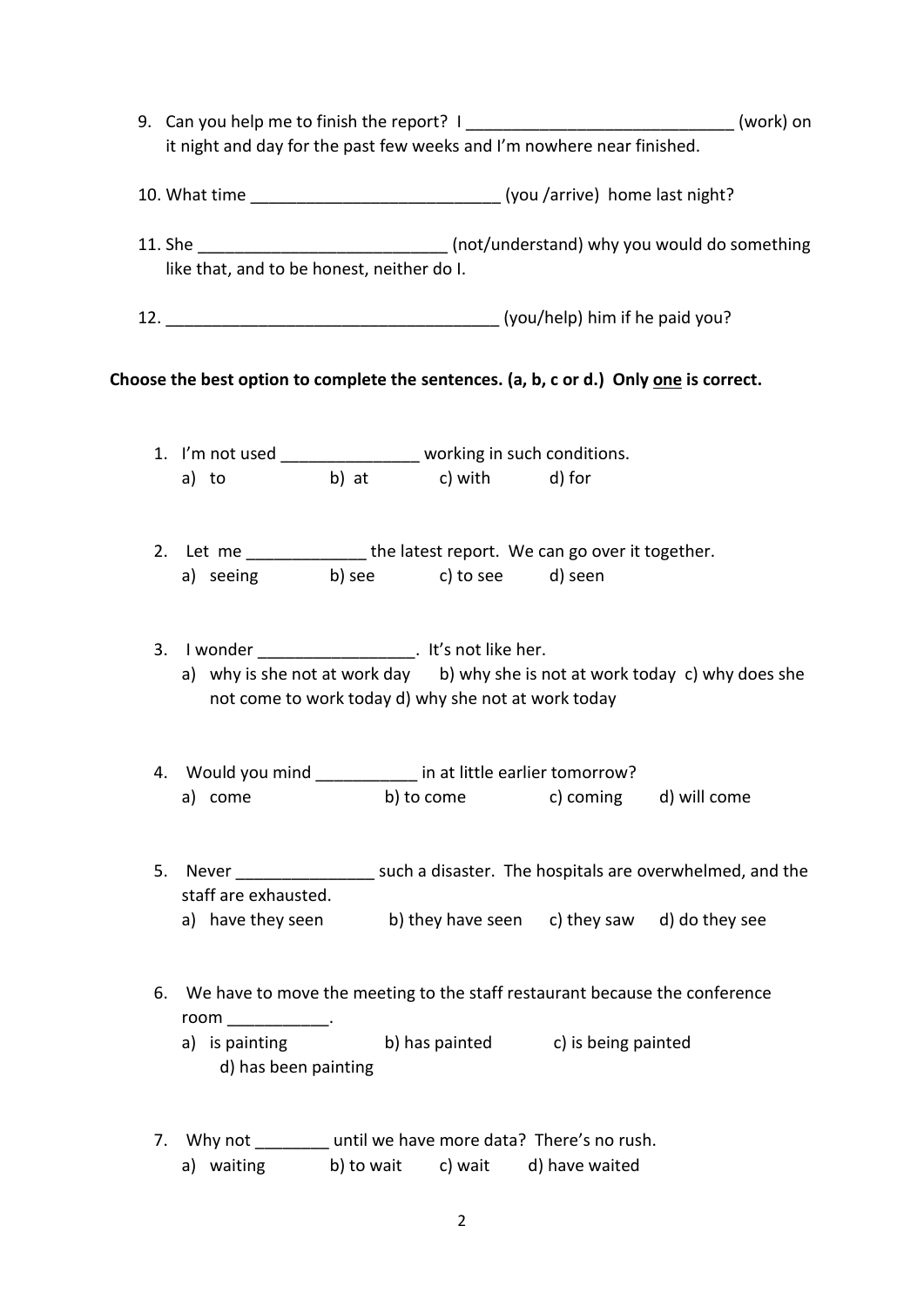9. Can you help me to finish the report? I _____________________________ (work) on it night and day for the past few weeks and I'm nowhere near finished.

10. What time ___________________________ (you /arrive) home last night?

11. She ___________________________ (not/understand) why you would do something like that, and to be honest, neither do I.

12. ____________________________________ (you/help) him if he paid you?

**Choose the best option to complete the sentences. (a, b, c or d.) Only one is correct.**

1. I'm not used _______________ working in such conditions.
   a) to b) at c) with d) for

2. Let me _____________ the latest report. We can go over it together.
   a) seeing b) see c) to see d) seen

3. I wonder _________________. It's not like her.
   a) why is she not at work day b) why she is not at work today c) why does she not come to work today d) why she not at work today

4. Would you mind ___________ in at little earlier tomorrow?
   a) come b) to come c) coming d) will come

5. Never _______________ such a disaster. The hospitals are overwhelmed, and the staff are exhausted.
   a) have they seen b) they have seen c) they saw d) do they see

6. We have to move the meeting to the staff restaurant because the conference room ___________.
   a) is painting b) has painted c) is being painted d) has been painting

7. Why not ________ until we have more data? There's no rush.
   a) waiting b) to wait c) wait d) have waited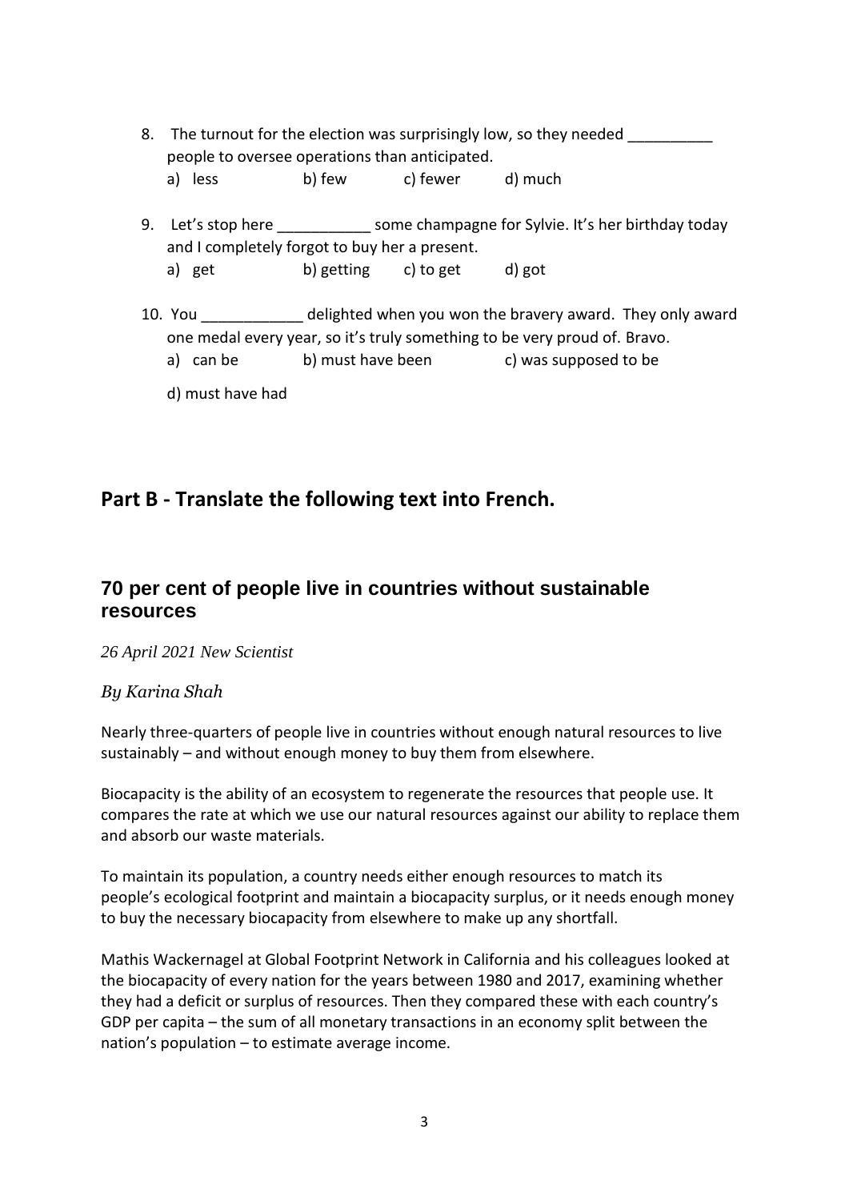8. The turnout for the election was surprisingly low, so they needed __________ people to oversee operations than anticipated.
   a) less b) few c) fewer d) much

9. Let's stop here ___________ some champagne for Sylvie. It's her birthday today and I completely forgot to buy her a present.
   a) get b) getting c) to get d) got

10. You ____________ delighted when you won the bravery award. They only award one medal every year, so it's truly something to be very proud of. Bravo.
    a) can be b) must have been c) was supposed to be
    d) must have had

## Part B - Translate the following text into French.

### 70 per cent of people live in countries without sustainable resources

*26 April 2021 New Scientist*

*By Karina Shah*

Nearly three-quarters of people live in countries without enough natural resources to live sustainably – and without enough money to buy them from elsewhere.

Biocapacity is the ability of an ecosystem to regenerate the resources that people use. It compares the rate at which we use our natural resources against our ability to replace them and absorb our waste materials.

To maintain its population, a country needs either enough resources to match its people's ecological footprint and maintain a biocapacity surplus, or it needs enough money to buy the necessary biocapacity from elsewhere to make up any shortfall.

Mathis Wackernagel at Global Footprint Network in California and his colleagues looked at the biocapacity of every nation for the years between 1980 and 2017, examining whether they had a deficit or surplus of resources. Then they compared these with each country's GDP per capita – the sum of all monetary transactions in an economy split between the nation's population – to estimate average income.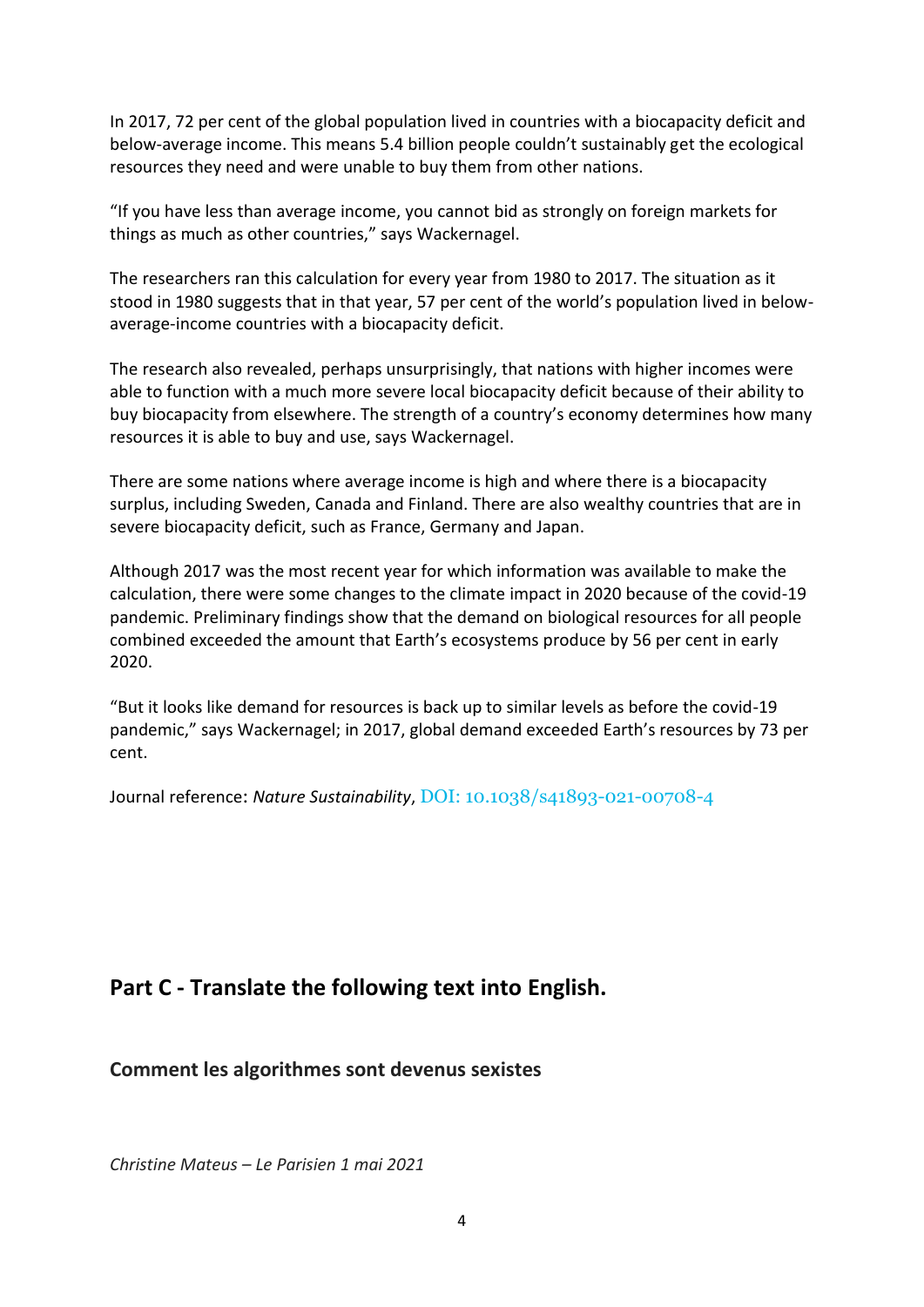In 2017, 72 per cent of the global population lived in countries with a biocapacity deficit and below-average income. This means 5.4 billion people couldn't sustainably get the ecological resources they need and were unable to buy them from other nations.

"If you have less than average income, you cannot bid as strongly on foreign markets for things as much as other countries," says Wackernagel.

The researchers ran this calculation for every year from 1980 to 2017. The situation as it stood in 1980 suggests that in that year, 57 per cent of the world's population lived in below-average-income countries with a biocapacity deficit.

The research also revealed, perhaps unsurprisingly, that nations with higher incomes were able to function with a much more severe local biocapacity deficit because of their ability to buy biocapacity from elsewhere. The strength of a country's economy determines how many resources it is able to buy and use, says Wackernagel.

There are some nations where average income is high and where there is a biocapacity surplus, including Sweden, Canada and Finland. There are also wealthy countries that are in severe biocapacity deficit, such as France, Germany and Japan.

Although 2017 was the most recent year for which information was available to make the calculation, there were some changes to the climate impact in 2020 because of the covid-19 pandemic. Preliminary findings show that the demand on biological resources for all people combined exceeded the amount that Earth's ecosystems produce by 56 per cent in early 2020.

"But it looks like demand for resources is back up to similar levels as before the covid-19 pandemic," says Wackernagel; in 2017, global demand exceeded Earth's resources by 73 per cent.

Journal reference: *Nature Sustainability*, DOI: 10.1038/s41893-021-00708-4

## Part C - Translate the following text into English.

### Comment les algorithmes sont devenus sexistes

*Christine Mateus – Le Parisien 1 mai 2021*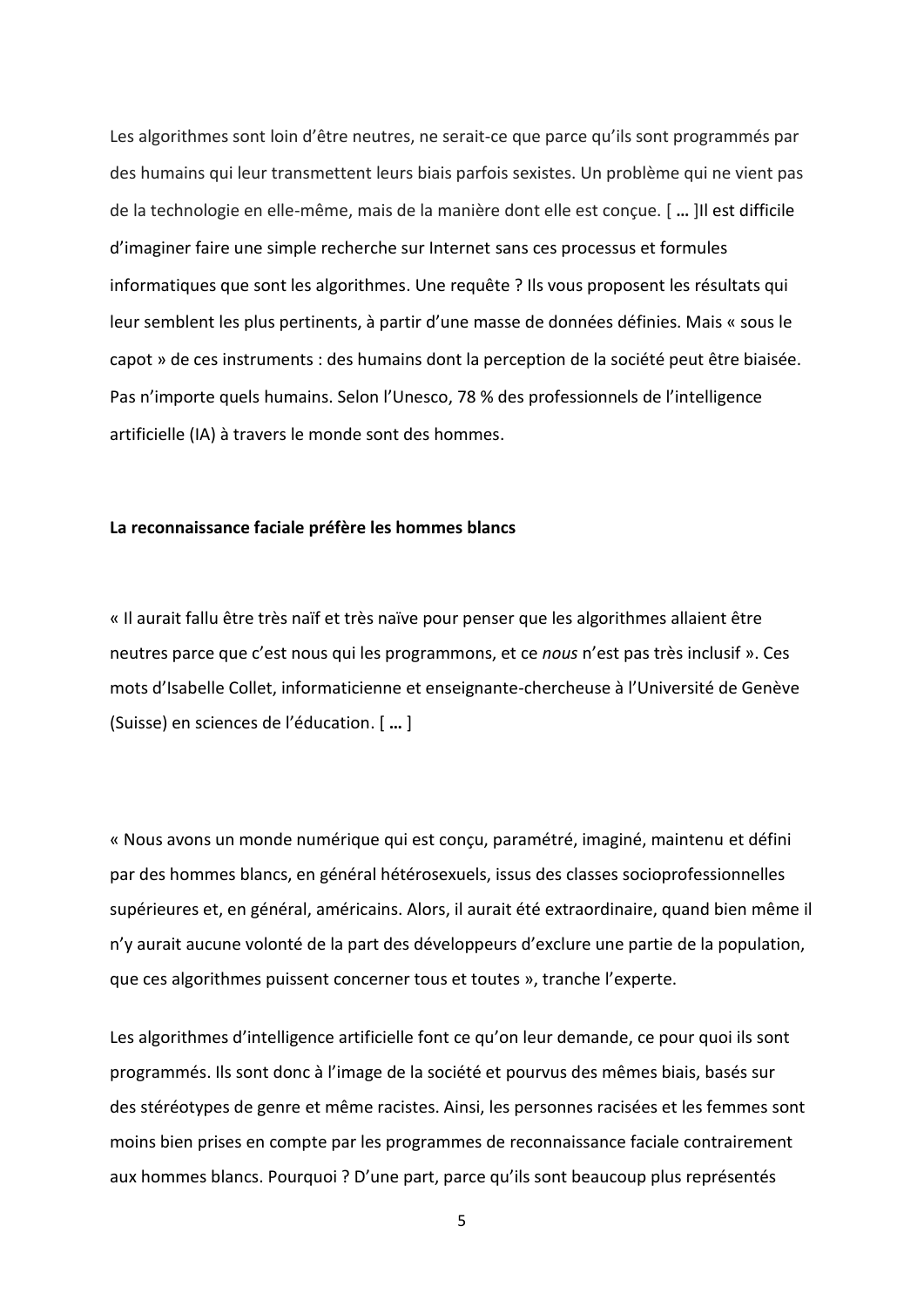Les algorithmes sont loin d'être neutres, ne serait-ce que parce qu'ils sont programmés par des humains qui leur transmettent leurs biais parfois sexistes. Un problème qui ne vient pas de la technologie en elle-même, mais de la manière dont elle est conçue. [ **…** ]Il est difficile d'imaginer faire une simple recherche sur Internet sans ces processus et formules informatiques que sont les algorithmes. Une requête ? Ils vous proposent les résultats qui leur semblent les plus pertinents, à partir d'une masse de données définies. Mais « sous le capot » de ces instruments : des humains dont la perception de la société peut être biaisée. Pas n'importe quels humains. Selon l'Unesco, 78 % des professionnels de l'intelligence artificielle (IA) à travers le monde sont des hommes.

**La reconnaissance faciale préfère les hommes blancs**

« Il aurait fallu être très naïf et très naïve pour penser que les algorithmes allaient être neutres parce que c'est nous qui les programmons, et ce *nous* n'est pas très inclusif ». Ces mots d'Isabelle Collet, informaticienne et enseignante-chercheuse à l'Université de Genève (Suisse) en sciences de l'éducation. [ **…** ]

« Nous avons un monde numérique qui est conçu, paramétré, imaginé, maintenu et défini par des hommes blancs, en général hétérosexuels, issus des classes socioprofessionnelles supérieures et, en général, américains. Alors, il aurait été extraordinaire, quand bien même il n'y aurait aucune volonté de la part des développeurs d'exclure une partie de la population, que ces algorithmes puissent concerner tous et toutes », tranche l'experte.

Les algorithmes d'intelligence artificielle font ce qu'on leur demande, ce pour quoi ils sont programmés. Ils sont donc à l'image de la société et pourvus des mêmes biais, basés sur des stéréotypes de genre et même racistes. Ainsi, les personnes racisées et les femmes sont moins bien prises en compte par les programmes de reconnaissance faciale contrairement aux hommes blancs. Pourquoi ? D'une part, parce qu'ils sont beaucoup plus représentés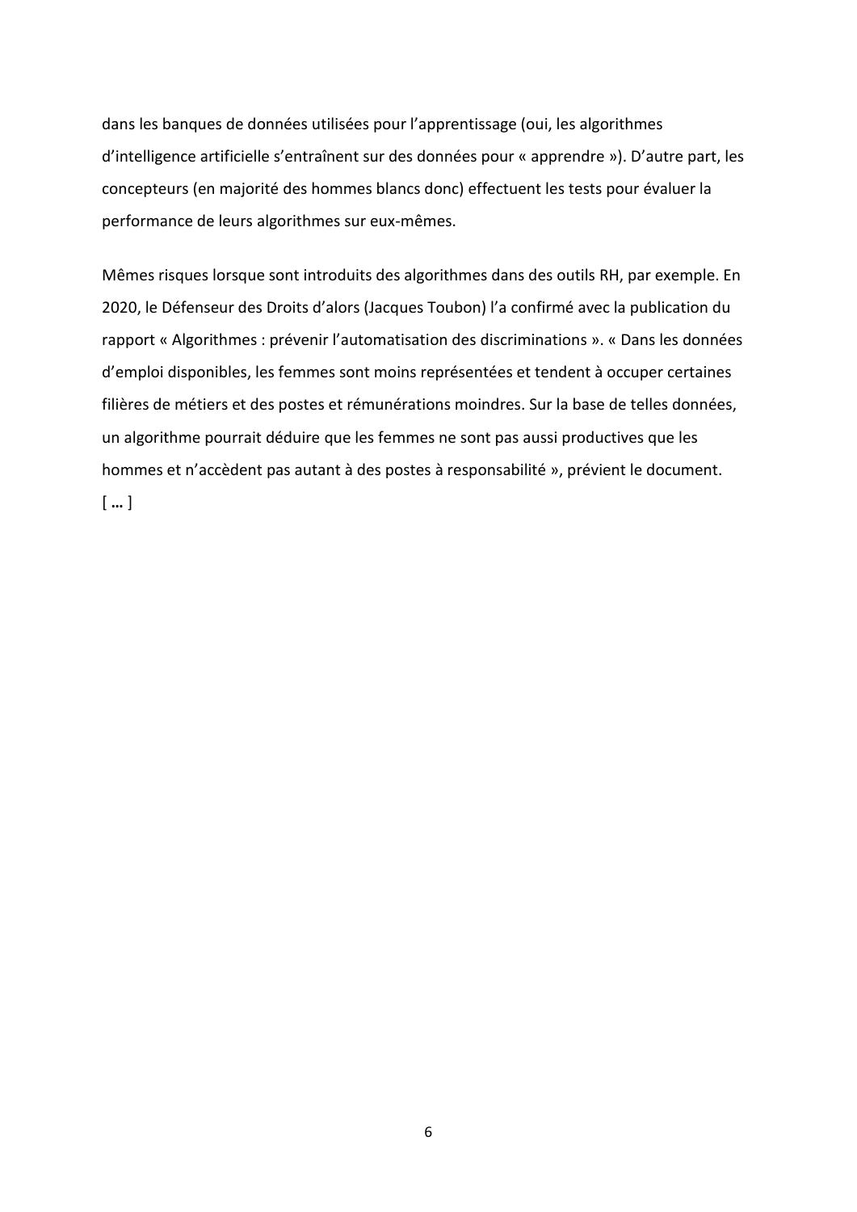dans les banques de données utilisées pour l'apprentissage (oui, les algorithmes d'intelligence artificielle s'entraînent sur des données pour « apprendre »). D'autre part, les concepteurs (en majorité des hommes blancs donc) effectuent les tests pour évaluer la performance de leurs algorithmes sur eux-mêmes.

Mêmes risques lorsque sont introduits des algorithmes dans des outils RH, par exemple. En 2020, le Défenseur des Droits d'alors (Jacques Toubon) l'a confirmé avec la publication du rapport « Algorithmes : prévenir l'automatisation des discriminations ». « Dans les données d'emploi disponibles, les femmes sont moins représentées et tendent à occuper certaines filières de métiers et des postes et rémunérations moindres. Sur la base de telles données, un algorithme pourrait déduire que les femmes ne sont pas aussi productives que les hommes et n'accèdent pas autant à des postes à responsabilité », prévient le document.
[ **…** ]